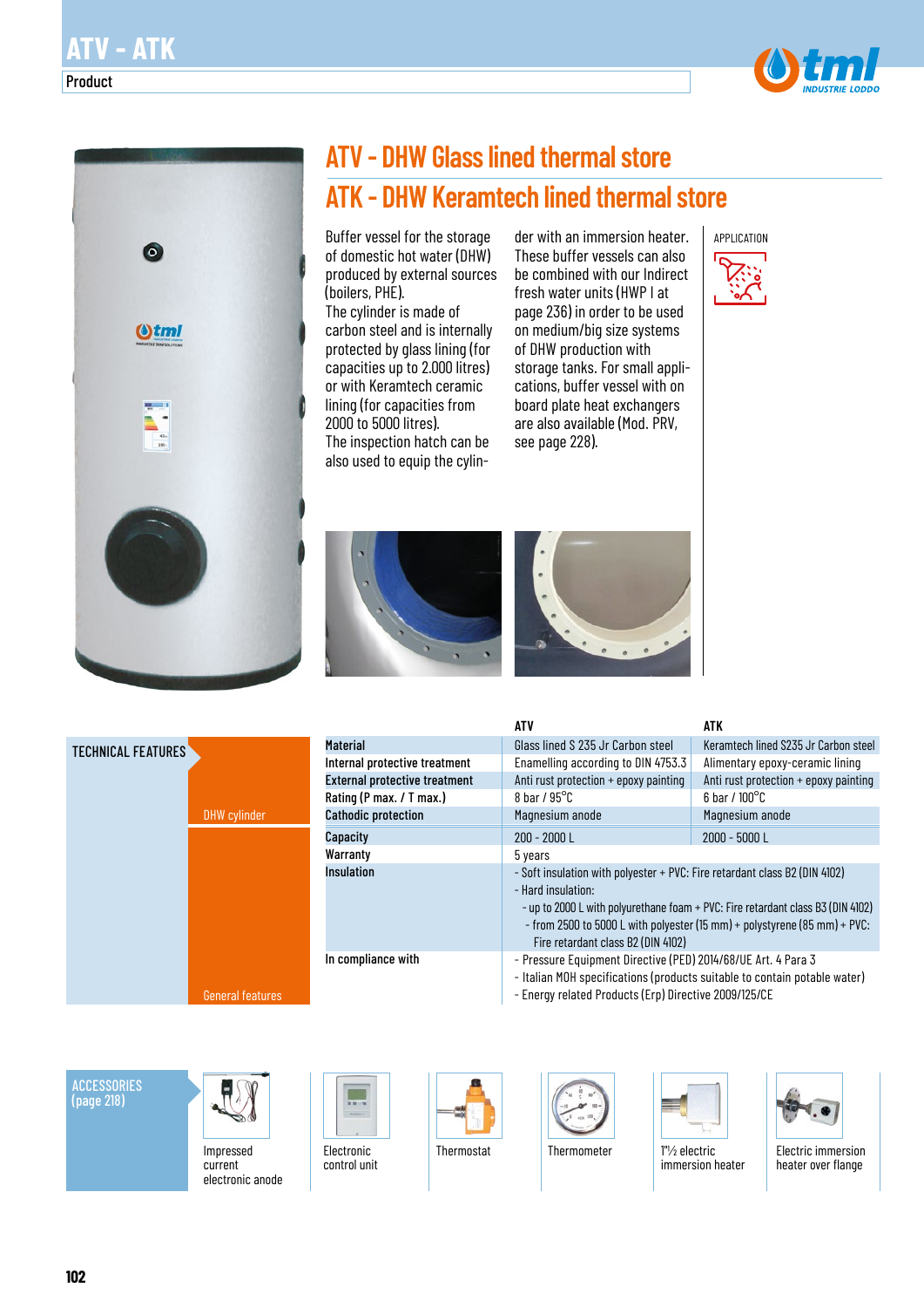# ATV - ATK

Product

## ATV - DHW Glass lined thermal store

## ATK - DHW Keramtech lined thermal store

Buffer vessel for the storage of domestic hot water (DHW) produced by external sources (boilers, PHE).
The cylinder is made of carbon steel and is internally protected by glass lining (for capacities up to 2.000 litres) or with Keramtech ceramic lining (for capacities from 2000 to 5000 litres).
The inspection hatch can be also used to equip the cylinder with an immersion heater. These buffer vessels can also be combined with our Indirect fresh water units (HWP I at page 236) in order to be used on medium/big size systems of DHW production with storage tanks. For small applications, buffer vessel with on board plate heat exchangers are also available (Mod. PRV, see page 228).

APPLICATION

### TECHNICAL FEATURES

| | | ATV | ATK |
|---|---|---|---|
| DHW cylinder | **Material** | Glass lined S 235 Jr Carbon steel | Keramtech lined S235 Jr Carbon steel |
| | **Internal protective treatment** | Enamelling according to DIN 4753.3 | Alimentary epoxy-ceramic lining |
| | **External protective treatment** | Anti rust protection + epoxy painting | Anti rust protection + epoxy painting |
| | **Rating (P max. / T max.)** | 8 bar / 95°C | 6 bar / 100°C |
| | **Cathodic protection** | Magnesium anode | Magnesium anode |
| General features | **Capacity** | 200 - 2000 L | 2000 - 5000 L |
| | **Warranty** | 5 years | |
| | **Insulation** | - Soft insulation with polyester + PVC: Fire retardant class B2 (DIN 4102)<br>- Hard insulation:<br>- up to 2000 L with polyurethane foam + PVC: Fire retardant class B3 (DIN 4102)<br>- from 2500 to 5000 L with polyester (15 mm) + polystyrene (85 mm) + PVC: Fire retardant class B2 (DIN 4102) | |
| | **In compliance with** | - Pressure Equipment Directive (PED) 2014/68/UE Art. 4 Para 3<br>- Italian MOH specifications (products suitable to contain potable water)<br>- Energy related Products (Erp) Directive 2009/125/CE | |

### ACCESSORIES (page 218)

- Impressed current electronic anode
- Electronic control unit
- Thermostat
- Thermometer
- 1"½ electric immersion heater
- Electric immersion heater over flange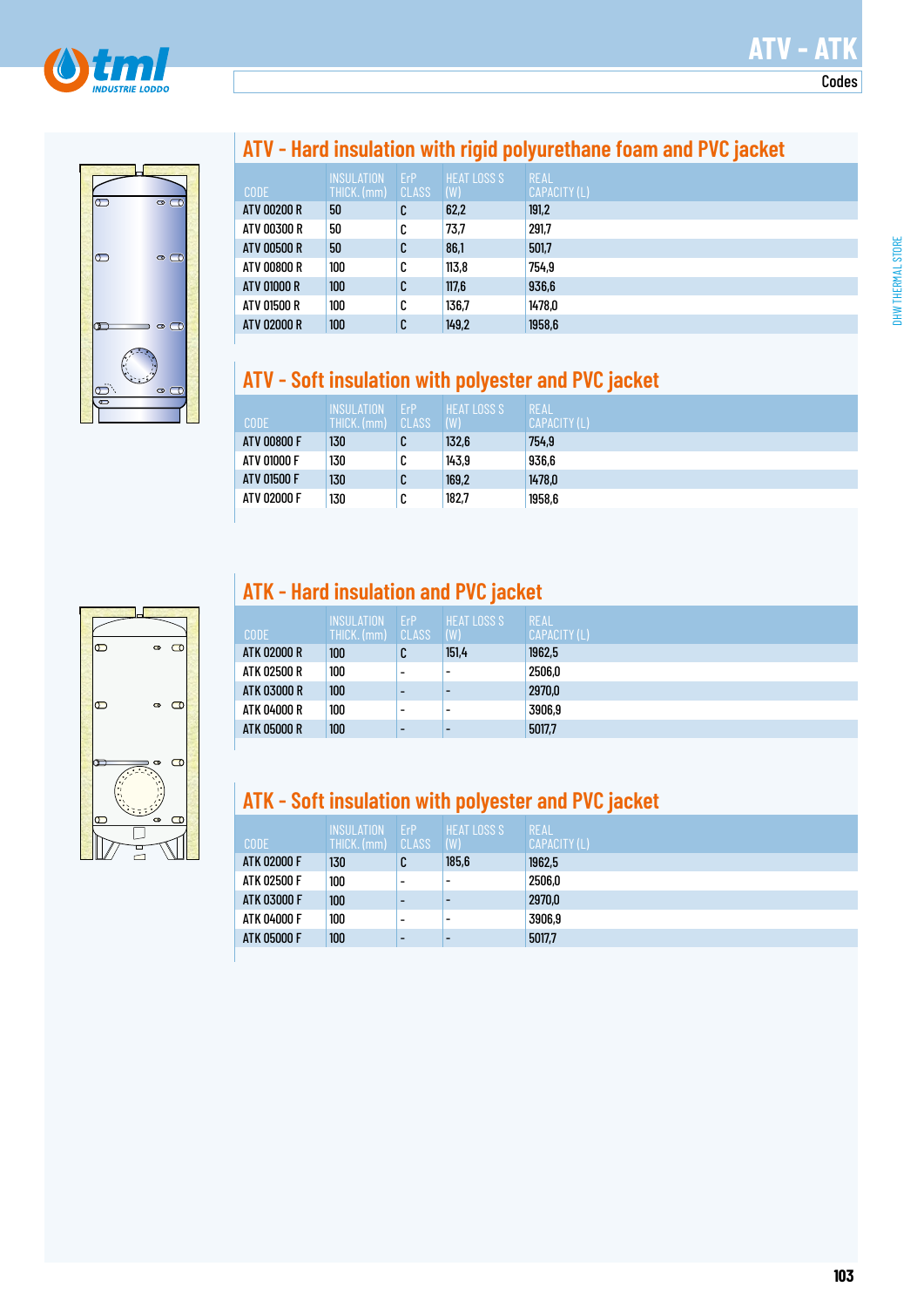# ATV - ATK

Codes

## ATV - Hard insulation with rigid polyurethane foam and PVC jacket

| CODE | INSULATION THICK. (mm) | ErP CLASS | HEAT LOSS S (W) | REAL CAPACITY (L) |
|---|---|---|---|---|
| ATV 00200 R | 50 | C | 62,2 | 191,2 |
| ATV 00300 R | 50 | C | 73,7 | 291,7 |
| ATV 00500 R | 50 | C | 86,1 | 501,7 |
| ATV 00800 R | 100 | C | 113,8 | 754,9 |
| ATV 01000 R | 100 | C | 117,6 | 936,6 |
| ATV 01500 R | 100 | C | 136,7 | 1478,0 |
| ATV 02000 R | 100 | C | 149,2 | 1958,6 |

## ATV - Soft insulation with polyester and PVC jacket

| CODE | INSULATION THICK. (mm) | ErP CLASS | HEAT LOSS S (W) | REAL CAPACITY (L) |
|---|---|---|---|---|
| ATV 00800 F | 130 | C | 132,6 | 754,9 |
| ATV 01000 F | 130 | C | 143,9 | 936,6 |
| ATV 01500 F | 130 | C | 169,2 | 1478,0 |
| ATV 02000 F | 130 | C | 182,7 | 1958,6 |

## ATK - Hard insulation and PVC jacket

| CODE | INSULATION THICK. (mm) | ErP CLASS | HEAT LOSS S (W) | REAL CAPACITY (L) |
|---|---|---|---|---|
| ATK 02000 R | 100 | C | 151,4 | 1962,5 |
| ATK 02500 R | 100 | - | - | 2506,0 |
| ATK 03000 R | 100 | - | - | 2970,0 |
| ATK 04000 R | 100 | - | - | 3906,9 |
| ATK 05000 R | 100 | - | - | 5017,7 |

## ATK - Soft insulation with polyester and PVC jacket

| CODE | INSULATION THICK. (mm) | ErP CLASS | HEAT LOSS S (W) | REAL CAPACITY (L) |
|---|---|---|---|---|
| ATK 02000 F | 130 | C | 185,6 | 1962,5 |
| ATK 02500 F | 100 | - | - | 2506,0 |
| ATK 03000 F | 100 | - | - | 2970,0 |
| ATK 04000 F | 100 | - | - | 3906,9 |
| ATK 05000 F | 100 | - | - | 5017,7 |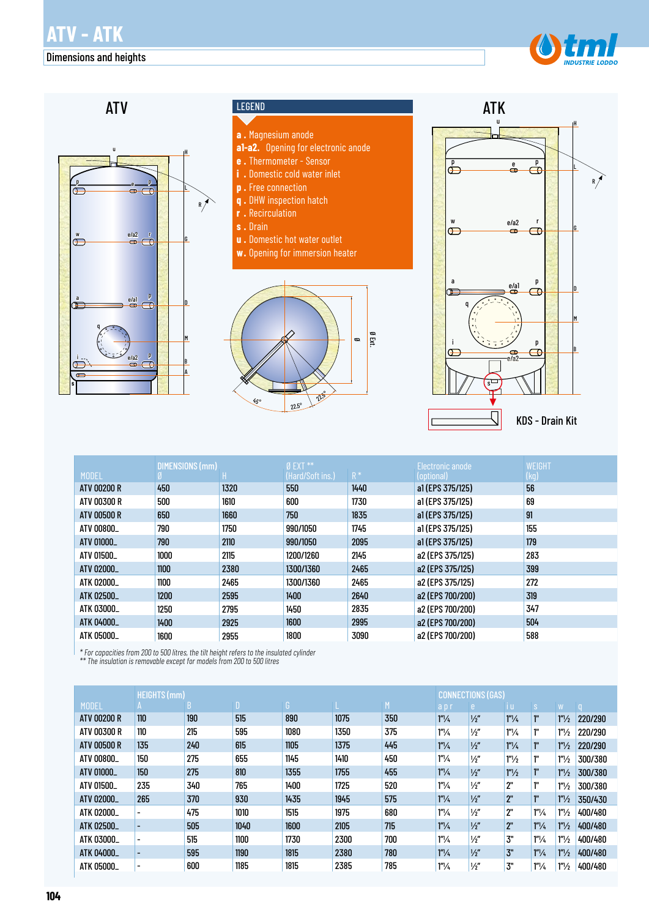# ATV - ATK

## Dimensions and heights

ATV

ATK

**LEGEND**

- **a .** Magnesium anode
- **a1-a2.** Opening for electronic anode
- **e .** Thermometer - Sensor
- **i .** Domestic cold water inlet
- **p .** Free connection
- **q .** DHW inspection hatch
- **r .** Recirculation
- **s .** Drain
- **u .** Domestic hot water outlet
- **w .** Opening for immersion heater

KDS - Drain Kit

| MODEL | DIMENSIONS (mm) Ø | H | Ø EXT ** (Hard/Soft ins.) | R * | Electronic anode (optional) | WEIGHT (kg) |
|---|---|---|---|---|---|---|
| ATV 00200 R | 450 | 1320 | 550 | 1440 | a1 (EPS 375/125) | 56 |
| ATV 00300 R | 500 | 1610 | 600 | 1730 | a1 (EPS 375/125) | 69 |
| ATV 00500 R | 650 | 1660 | 750 | 1835 | a1 (EPS 375/125) | 91 |
| ATV 00800_ | 790 | 1750 | 990/1050 | 1745 | a1 (EPS 375/125) | 155 |
| ATV 01000_ | 790 | 2110 | 990/1050 | 2095 | a1 (EPS 375/125) | 179 |
| ATV 01500_ | 1000 | 2115 | 1200/1260 | 2145 | a2 (EPS 375/125) | 283 |
| ATV 02000_ | 1100 | 2380 | 1300/1360 | 2465 | a2 (EPS 375/125) | 399 |
| ATK 02000_ | 1100 | 2465 | 1300/1360 | 2465 | a2 (EPS 375/125) | 272 |
| ATK 02500_ | 1200 | 2595 | 1400 | 2640 | a2 (EPS 700/200) | 319 |
| ATK 03000_ | 1250 | 2795 | 1450 | 2835 | a2 (EPS 700/200) | 347 |
| ATK 04000_ | 1400 | 2925 | 1600 | 2995 | a2 (EPS 700/200) | 504 |
| ATK 05000_ | 1600 | 2955 | 1800 | 3090 | a2 (EPS 700/200) | 588 |

*\* For capacities from 200 to 500 litres, the tilt height refers to the insulated cylinder*
*\*\* The insulation is removable except for models from 200 to 500 litres*

| MODEL | HEIGHTS (mm) A | B | D | G | L | M | CONNECTIONS (GAS) a p r | e | i u | s | w | q |
|---|---|---|---|---|---|---|---|---|---|---|---|---|
| ATV 00200 R | 110 | 190 | 515 | 890 | 1075 | 350 | 1"¼ | ½" | 1"¼ | 1" | 1"½ | 220/290 |
| ATV 00300 R | 110 | 215 | 595 | 1080 | 1350 | 375 | 1"¼ | ½" | 1"¼ | 1" | 1"½ | 220/290 |
| ATV 00500 R | 135 | 240 | 615 | 1105 | 1375 | 445 | 1"¼ | ½" | 1"¼ | 1" | 1"½ | 220/290 |
| ATV 00800_ | 150 | 275 | 655 | 1145 | 1410 | 450 | 1"¼ | ½" | 1"½ | 1" | 1"½ | 300/380 |
| ATV 01000_ | 150 | 275 | 810 | 1355 | 1755 | 455 | 1"¼ | ½" | 1"½ | 1" | 1"½ | 300/380 |
| ATV 01500_ | 235 | 340 | 765 | 1400 | 1725 | 520 | 1"¼ | ½" | 2" | 1" | 1"½ | 300/380 |
| ATV 02000_ | 265 | 370 | 930 | 1435 | 1945 | 575 | 1"¼ | ½" | 2" | 1" | 1"½ | 350/430 |
| ATK 02000_ | - | 475 | 1010 | 1515 | 1975 | 680 | 1"¼ | ½" | 2" | 1"¼ | 1"½ | 400/480 |
| ATK 02500_ | - | 505 | 1040 | 1600 | 2105 | 715 | 1"¼ | ½" | 2" | 1"¼ | 1"½ | 400/480 |
| ATK 03000_ | - | 515 | 1100 | 1730 | 2300 | 700 | 1"¼ | ½" | 3" | 1"¼ | 1"½ | 400/480 |
| ATK 04000_ | - | 595 | 1190 | 1815 | 2380 | 780 | 1"¼ | ½" | 3" | 1"¼ | 1"½ | 400/480 |
| ATK 05000_ | - | 600 | 1185 | 1815 | 2385 | 785 | 1"¼ | ½" | 3" | 1"¼ | 1"½ | 400/480 |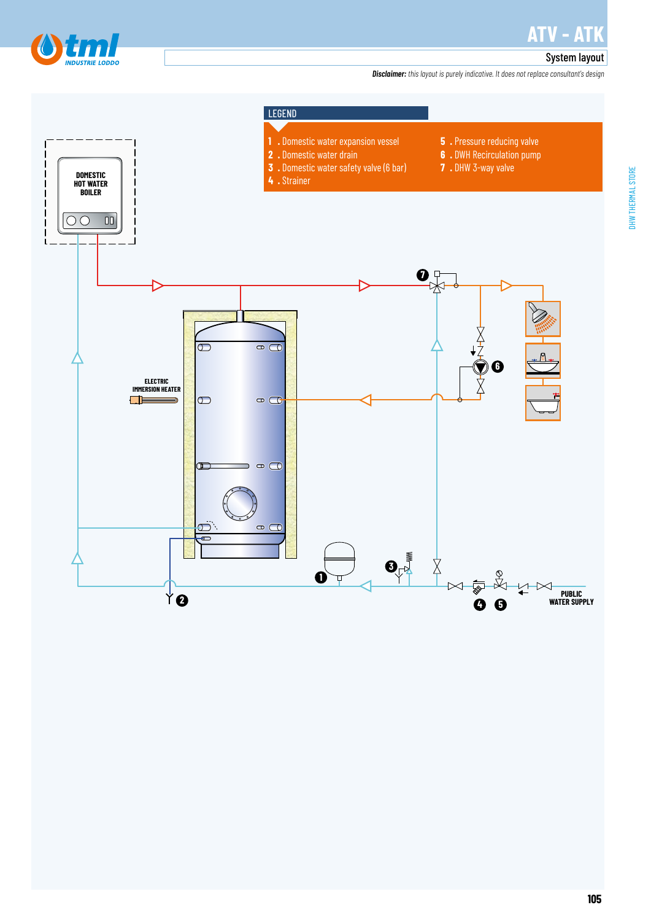# ATV - ATK

## System layout

***Disclaimer:*** *this layout is purely indicative. It does not replace consultant's design*

LEGEND

1 . Domestic water expansion vessel
2 . Domestic water drain
3 . Domestic water safety valve (6 bar)
4 . Strainer
5 . Pressure reducing valve
6 . DWH Recirculation pump
7 . DHW 3-way valve

DOMESTIC HOT WATER BOILER

ELECTRIC IMMERSION HEATER

PUBLIC WATER SUPPLY

DHW THERMAL STORE